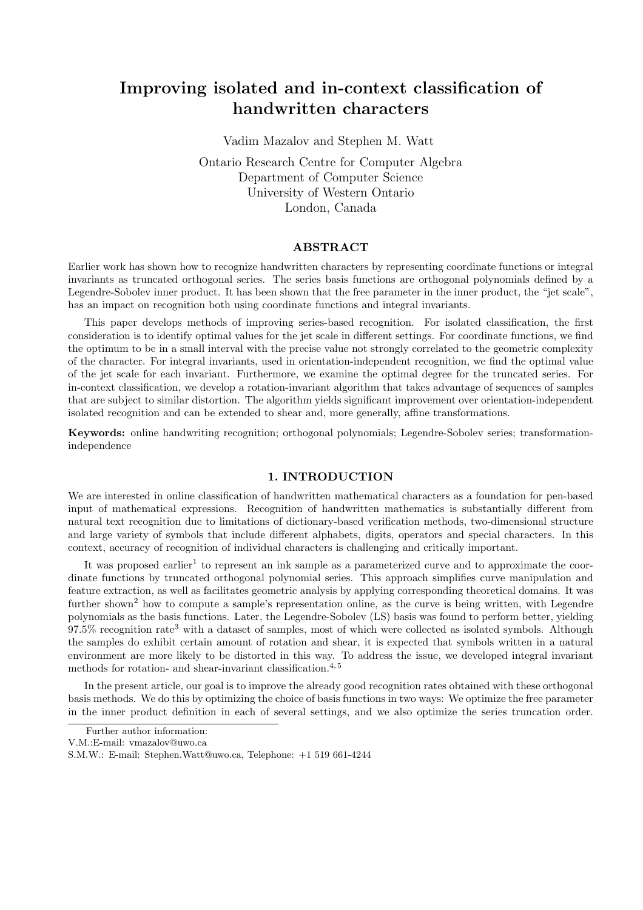# Improving isolated and in-context classification of handwritten characters

Vadim Mazalov and Stephen M. Watt

Ontario Research Centre for Computer Algebra
Department of Computer Science
University of Western Ontario
London, Canada

## ABSTRACT

Earlier work has shown how to recognize handwritten characters by representing coordinate functions or integral invariants as truncated orthogonal series. The series basis functions are orthogonal polynomials defined by a Legendre-Sobolev inner product. It has been shown that the free parameter in the inner product, the "jet scale", has an impact on recognition both using coordinate functions and integral invariants.

This paper develops methods of improving series-based recognition. For isolated classification, the first consideration is to identify optimal values for the jet scale in different settings. For coordinate functions, we find the optimum to be in a small interval with the precise value not strongly correlated to the geometric complexity of the character. For integral invariants, used in orientation-independent recognition, we find the optimal value of the jet scale for each invariant. Furthermore, we examine the optimal degree for the truncated series. For in-context classification, we develop a rotation-invariant algorithm that takes advantage of sequences of samples that are subject to similar distortion. The algorithm yields significant improvement over orientation-independent isolated recognition and can be extended to shear and, more generally, affine transformations.

**Keywords:** online handwriting recognition; orthogonal polynomials; Legendre-Sobolev series; transformation-independence

## 1. INTRODUCTION

We are interested in online classification of handwritten mathematical characters as a foundation for pen-based input of mathematical expressions. Recognition of handwritten mathematics is substantially different from natural text recognition due to limitations of dictionary-based verification methods, two-dimensional structure and large variety of symbols that include different alphabets, digits, operators and special characters. In this context, accuracy of recognition of individual characters is challenging and critically important.

It was proposed earlier[1] to represent an ink sample as a parameterized curve and to approximate the coordinate functions by truncated orthogonal polynomial series. This approach simplifies curve manipulation and feature extraction, as well as facilitates geometric analysis by applying corresponding theoretical domains. It was further shown[2] how to compute a sample's representation online, as the curve is being written, with Legendre polynomials as the basis functions. Later, the Legendre-Sobolev (LS) basis was found to perform better, yielding 97.5% recognition rate[3] with a dataset of samples, most of which were collected as isolated symbols. Although the samples do exhibit certain amount of rotation and shear, it is expected that symbols written in a natural environment are more likely to be distorted in this way. To address the issue, we developed integral invariant methods for rotation- and shear-invariant classification.[4,5]

In the present article, our goal is to improve the already good recognition rates obtained with these orthogonal basis methods. We do this by optimizing the choice of basis functions in two ways: We optimize the free parameter in the inner product definition in each of several settings, and we also optimize the series truncation order.

Further author information:
V.M.:E-mail: vmazalov@uwo.ca
S.M.W.: E-mail: Stephen.Watt@uwo.ca, Telephone: +1 519 661-4244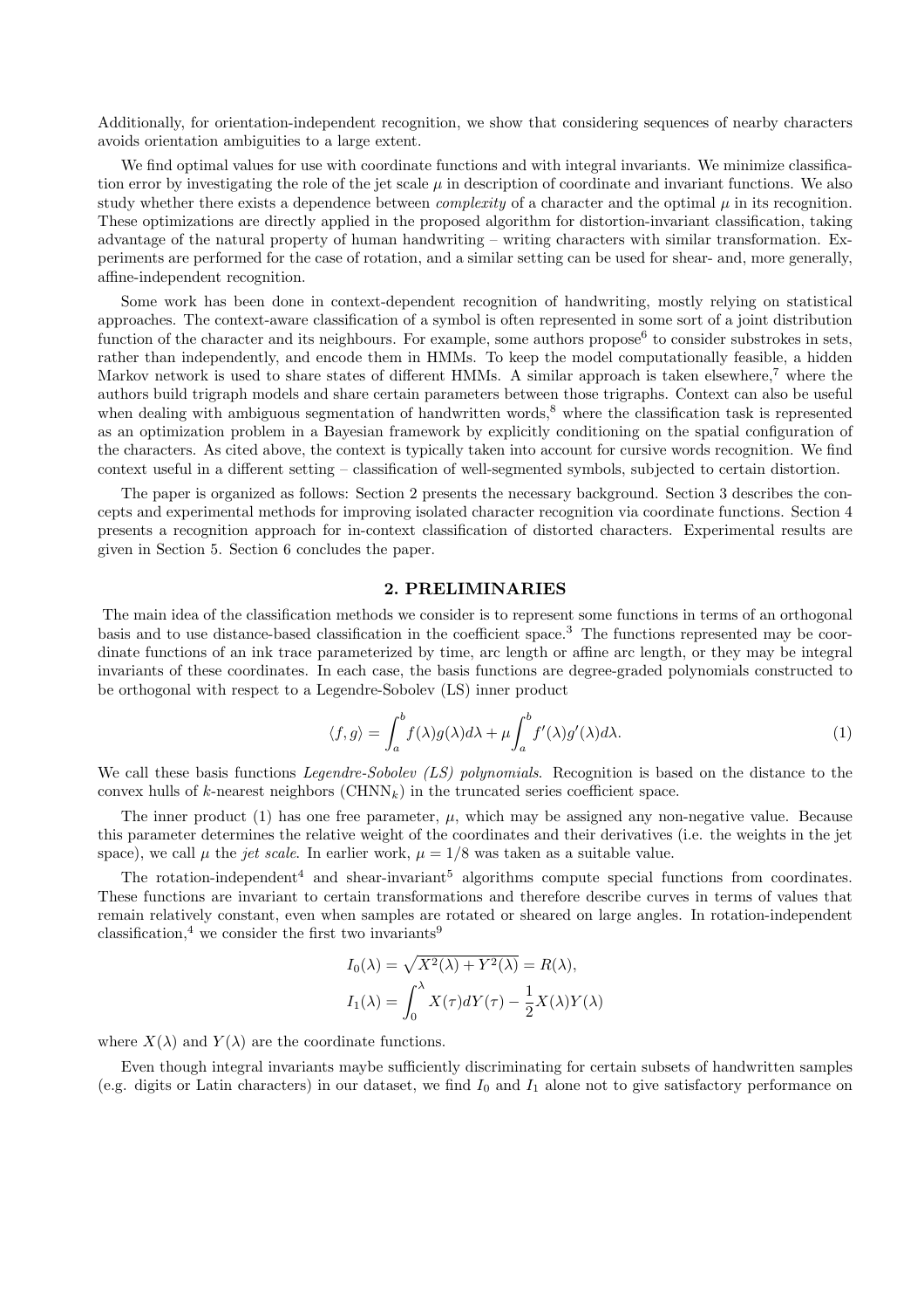Additionally, for orientation-independent recognition, we show that considering sequences of nearby characters avoids orientation ambiguities to a large extent.

We find optimal values for use with coordinate functions and with integral invariants. We minimize classification error by investigating the role of the jet scale $\mu$ in description of coordinate and invariant functions. We also study whether there exists a dependence between *complexity* of a character and the optimal $\mu$ in its recognition. These optimizations are directly applied in the proposed algorithm for distortion-invariant classification, taking advantage of the natural property of human handwriting – writing characters with similar transformation. Experiments are performed for the case of rotation, and a similar setting can be used for shear- and, more generally, affine-independent recognition.

Some work has been done in context-dependent recognition of handwriting, mostly relying on statistical approaches. The context-aware classification of a symbol is often represented in some sort of a joint distribution function of the character and its neighbours. For example, some authors propose[6] to consider substrokes in sets, rather than independently, and encode them in HMMs. To keep the model computationally feasible, a hidden Markov network is used to share states of different HMMs. A similar approach is taken elsewhere,[7] where the authors build trigraph models and share certain parameters between those trigraphs. Context can also be useful when dealing with ambiguous segmentation of handwritten words,[8] where the classification task is represented as an optimization problem in a Bayesian framework by explicitly conditioning on the spatial configuration of the characters. As cited above, the context is typically taken into account for cursive words recognition. We find context useful in a different setting – classification of well-segmented symbols, subjected to certain distortion.

The paper is organized as follows: Section 2 presents the necessary background. Section 3 describes the concepts and experimental methods for improving isolated character recognition via coordinate functions. Section 4 presents a recognition approach for in-context classification of distorted characters. Experimental results are given in Section 5. Section 6 concludes the paper.

## 2. PRELIMINARIES

The main idea of the classification methods we consider is to represent some functions in terms of an orthogonal basis and to use distance-based classification in the coefficient space.[3] The functions represented may be coordinate functions of an ink trace parameterized by time, arc length or affine arc length, or they may be integral invariants of these coordinates. In each case, the basis functions are degree-graded polynomials constructed to be orthogonal with respect to a Legendre-Sobolev (LS) inner product

$$\langle f, g \rangle = \int_a^b f(\lambda) g(\lambda) d\lambda + \mu \int_a^b f'(\lambda) g'(\lambda) d\lambda. \tag{1}$$

We call these basis functions *Legendre-Sobolev (LS) polynomials*. Recognition is based on the distance to the convex hulls of $k$-nearest neighbors ($\mathrm{CHNN}_k$) in the truncated series coefficient space.

The inner product (1) has one free parameter, $\mu$, which may be assigned any non-negative value. Because this parameter determines the relative weight of the coordinates and their derivatives (i.e. the weights in the jet space), we call $\mu$ the *jet scale*. In earlier work, $\mu = 1/8$ was taken as a suitable value.

The rotation-independent[4] and shear-invariant[5] algorithms compute special functions from coordinates. These functions are invariant to certain transformations and therefore describe curves in terms of values that remain relatively constant, even when samples are rotated or sheared on large angles. In rotation-independent classification,[4] we consider the first two invariants[9]

$$I_0(\lambda) = \sqrt{X^2(\lambda) + Y^2(\lambda)} = R(\lambda),$$
$$I_1(\lambda) = \int_0^\lambda X(\tau) dY(\tau) - \frac{1}{2} X(\lambda) Y(\lambda)$$

where $X(\lambda)$ and $Y(\lambda)$ are the coordinate functions.

Even though integral invariants maybe sufficiently discriminating for certain subsets of handwritten samples (e.g. digits or Latin characters) in our dataset, we find $I_0$ and $I_1$ alone not to give satisfactory performance on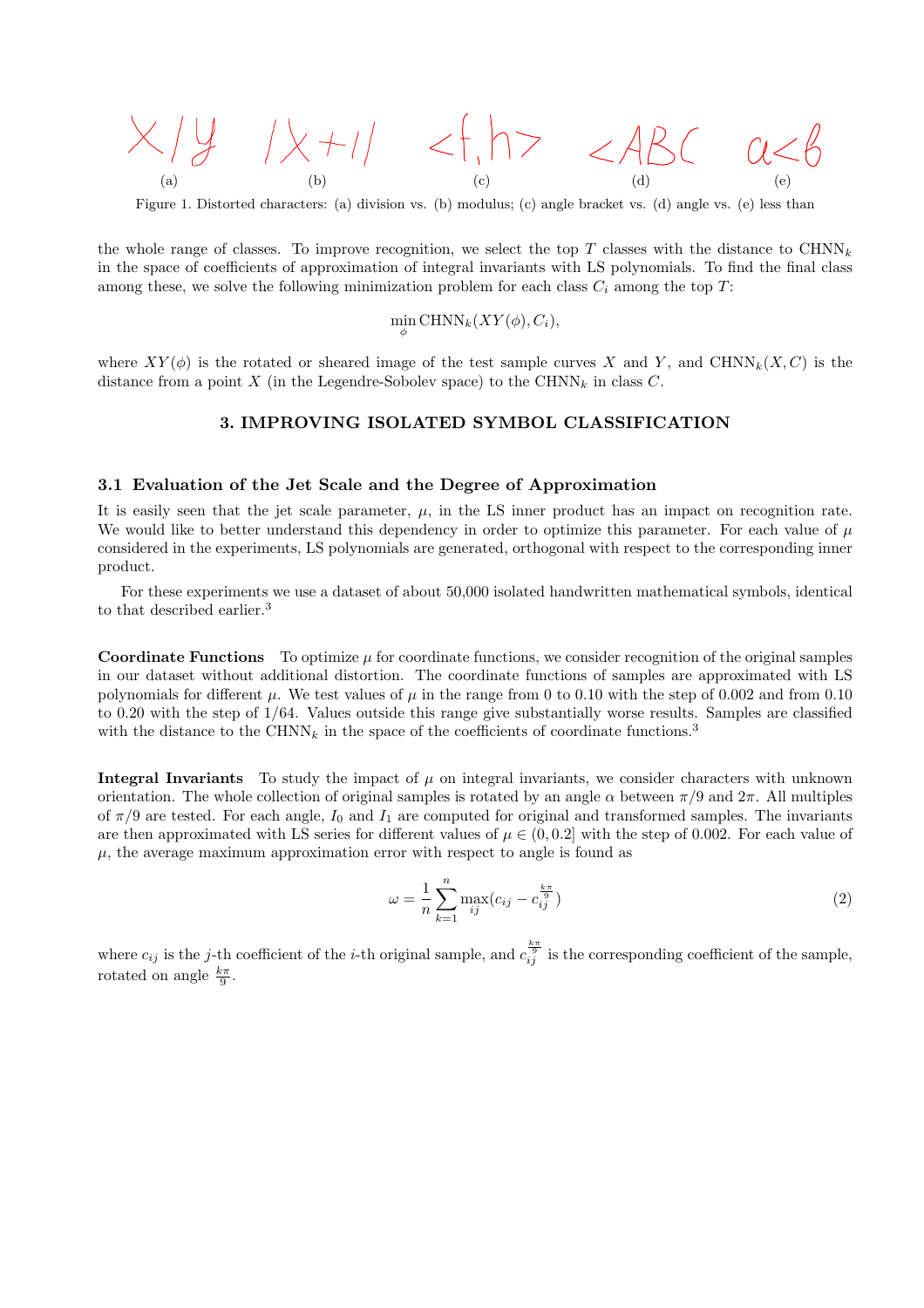Figure 1. Distorted characters: (a) division vs. (b) modulus; (c) angle bracket vs. (d) angle vs. (e) less than

the whole range of classes. To improve recognition, we select the top $T$ classes with the distance to $\text{CHNN}_k$ in the space of coefficients of approximation of integral invariants with LS polynomials. To find the final class among these, we solve the following minimization problem for each class $C_i$ among the top $T$:

$$\min_{\phi} \text{CHNN}_k(XY(\phi), C_i),$$

where $XY(\phi)$ is the rotated or sheared image of the test sample curves $X$ and $Y$, and $\text{CHNN}_k(X, C)$ is the distance from a point $X$ (in the Legendre-Sobolev space) to the $\text{CHNN}_k$ in class $C$.

## 3. IMPROVING ISOLATED SYMBOL CLASSIFICATION

### 3.1 Evaluation of the Jet Scale and the Degree of Approximation

It is easily seen that the jet scale parameter, $\mu$, in the LS inner product has an impact on recognition rate. We would like to better understand this dependency in order to optimize this parameter. For each value of $\mu$ considered in the experiments, LS polynomials are generated, orthogonal with respect to the corresponding inner product.

For these experiments we use a dataset of about 50,000 isolated handwritten mathematical symbols, identical to that described earlier.[3]

**Coordinate Functions** To optimize $\mu$ for coordinate functions, we consider recognition of the original samples in our dataset without additional distortion. The coordinate functions of samples are approximated with LS polynomials for different $\mu$. We test values of $\mu$ in the range from 0 to 0.10 with the step of 0.002 and from 0.10 to 0.20 with the step of 1/64. Values outside this range give substantially worse results. Samples are classified with the distance to the $\text{CHNN}_k$ in the space of the coefficients of coordinate functions.[3]

**Integral Invariants** To study the impact of $\mu$ on integral invariants, we consider characters with unknown orientation. The whole collection of original samples is rotated by an angle $\alpha$ between $\pi/9$ and $2\pi$. All multiples of $\pi/9$ are tested. For each angle, $I_0$ and $I_1$ are computed for original and transformed samples. The invariants are then approximated with LS series for different values of $\mu \in (0, 0.2]$ with the step of 0.002. For each value of $\mu$, the average maximum approximation error with respect to angle is found as

$$\omega = \frac{1}{n} \sum_{k=1}^{n} \max_{ij} (c_{ij} - c_{ij}^{\frac{k\pi}{9}}) \tag{2}$$

where $c_{ij}$ is the $j$-th coefficient of the $i$-th original sample, and $c_{ij}^{\frac{k\pi}{9}}$ is the corresponding coefficient of the sample, rotated on angle $\frac{k\pi}{9}$.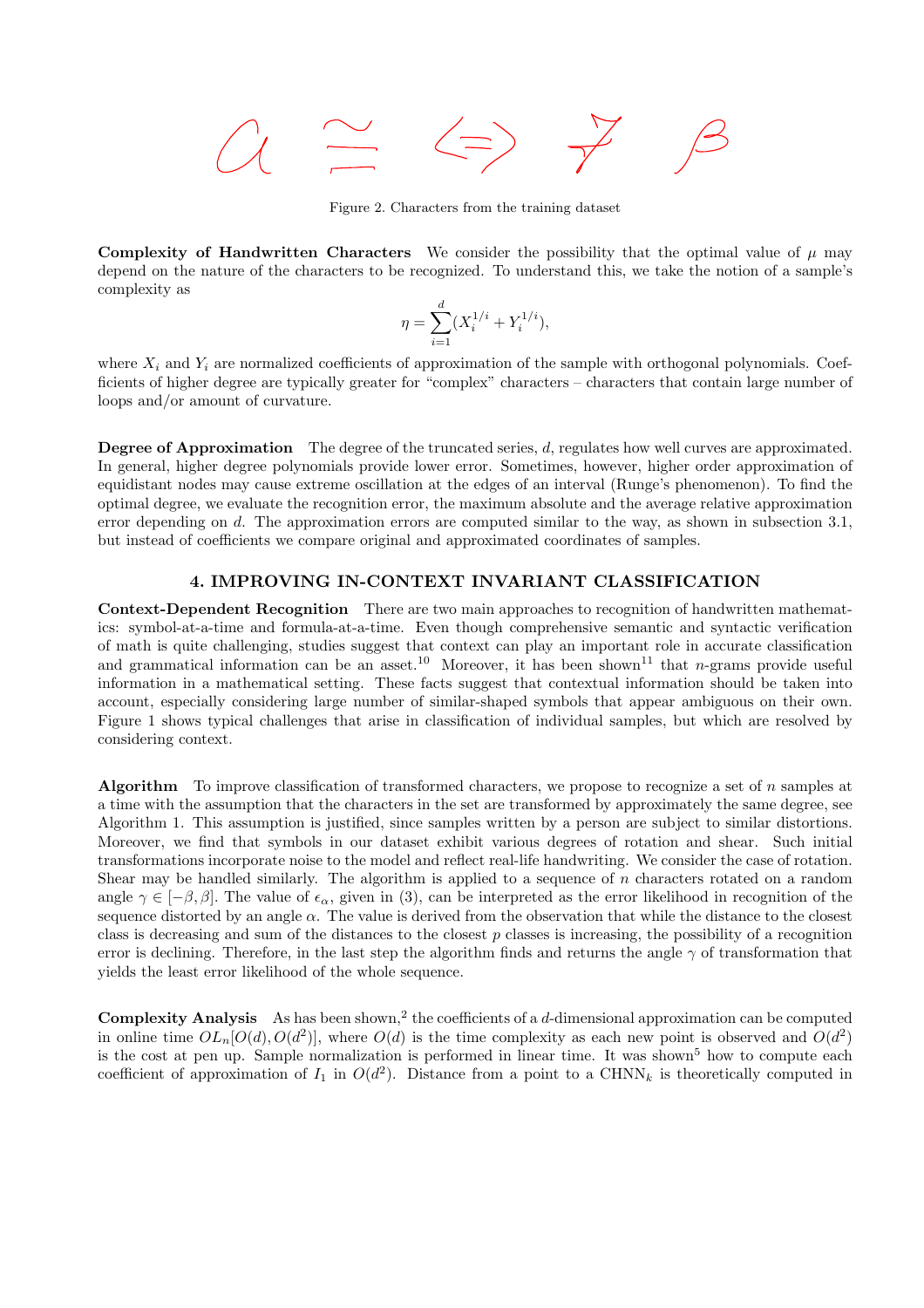Figure 2. Characters from the training dataset

**Complexity of Handwritten Characters** We consider the possibility that the optimal value of $\mu$ may depend on the nature of the characters to be recognized. To understand this, we take the notion of a sample's complexity as

$$\eta = \sum_{i=1}^{d} (X_i^{1/i} + Y_i^{1/i}),$$

where $X_i$ and $Y_i$ are normalized coefficients of approximation of the sample with orthogonal polynomials. Coefficients of higher degree are typically greater for "complex" characters – characters that contain large number of loops and/or amount of curvature.

**Degree of Approximation** The degree of the truncated series, $d$, regulates how well curves are approximated. In general, higher degree polynomials provide lower error. Sometimes, however, higher order approximation of equidistant nodes may cause extreme oscillation at the edges of an interval (Runge's phenomenon). To find the optimal degree, we evaluate the recognition error, the maximum absolute and the average relative approximation error depending on $d$. The approximation errors are computed similar to the way, as shown in subsection 3.1, but instead of coefficients we compare original and approximated coordinates of samples.

## 4. IMPROVING IN-CONTEXT INVARIANT CLASSIFICATION

**Context-Dependent Recognition** There are two main approaches to recognition of handwritten mathematics: symbol-at-a-time and formula-at-a-time. Even though comprehensive semantic and syntactic verification of math is quite challenging, studies suggest that context can play an important role in accurate classification and grammatical information can be an asset.[10] Moreover, it has been shown[11] that $n$-grams provide useful information in a mathematical setting. These facts suggest that contextual information should be taken into account, especially considering large number of similar-shaped symbols that appear ambiguous on their own. Figure 1 shows typical challenges that arise in classification of individual samples, but which are resolved by considering context.

**Algorithm** To improve classification of transformed characters, we propose to recognize a set of $n$ samples at a time with the assumption that the characters in the set are transformed by approximately the same degree, see Algorithm 1. This assumption is justified, since samples written by a person are subject to similar distortions. Moreover, we find that symbols in our dataset exhibit various degrees of rotation and shear. Such initial transformations incorporate noise to the model and reflect real-life handwriting. We consider the case of rotation. Shear may be handled similarly. The algorithm is applied to a sequence of $n$ characters rotated on a random angle $\gamma \in [-\beta, \beta]$. The value of $\epsilon_\alpha$, given in (3), can be interpreted as the error likelihood in recognition of the sequence distorted by an angle $\alpha$. The value is derived from the observation that while the distance to the closest class is decreasing and sum of the distances to the closest $p$ classes is increasing, the possibility of a recognition error is declining. Therefore, in the last step the algorithm finds and returns the angle $\gamma$ of transformation that yields the least error likelihood of the whole sequence.

**Complexity Analysis** As has been shown,[2] the coefficients of a $d$-dimensional approximation can be computed in online time $OL_n[O(d), O(d^2)]$, where $O(d)$ is the time complexity as each new point is observed and $O(d^2)$ is the cost at pen up. Sample normalization is performed in linear time. It was shown[5] how to compute each coefficient of approximation of $I_1$ in $O(d^2)$. Distance from a point to a $\text{CHNN}_k$ is theoretically computed in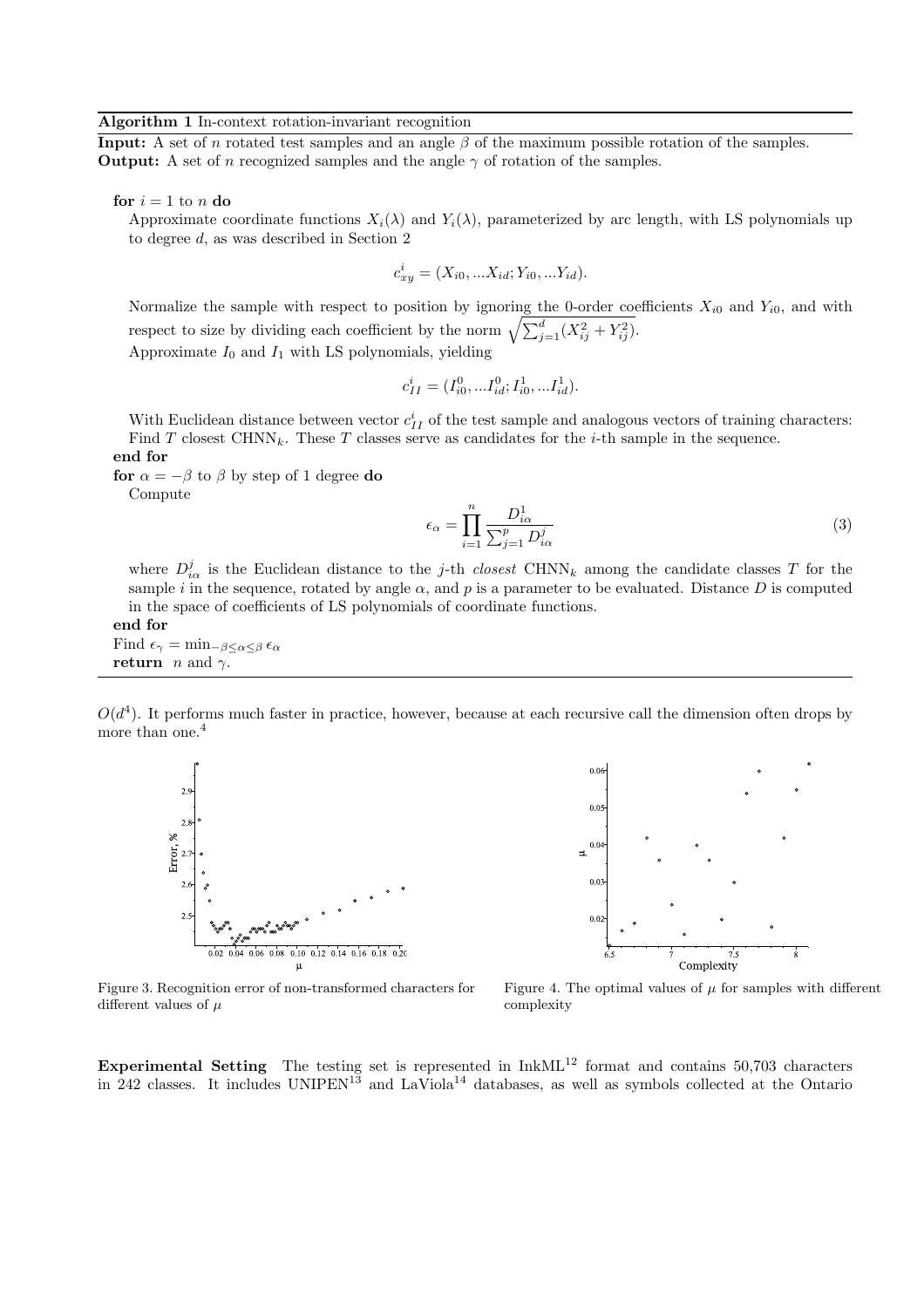**Algorithm 1** In-context rotation-invariant recognition

**Input:** A set of $n$ rotated test samples and an angle $\beta$ of the maximum possible rotation of the samples.
**Output:** A set of $n$ recognized samples and the angle $\gamma$ of rotation of the samples.

**for** $i = 1$ to $n$ **do**

Approximate coordinate functions $X_i(\lambda)$ and $Y_i(\lambda)$, parameterized by arc length, with LS polynomials up to degree $d$, as was described in Section 2

$$c_{xy}^i = (X_{i0}, ...X_{id}; Y_{i0}, ...Y_{id}).$$

Normalize the sample with respect to position by ignoring the 0-order coefficients $X_{i0}$ and $Y_{i0}$, and with respect to size by dividing each coefficient by the norm $\sqrt{\sum_{j=1}^{d}(X_{ij}^2 + Y_{ij}^2)}$.
Approximate $I_0$ and $I_1$ with LS polynomials, yielding

$$c_{II}^i = (I_{i0}^0, ...I_{id}^0; I_{i0}^1, ...I_{id}^1).$$

With Euclidean distance between vector $c_{II}^i$ of the test sample and analogous vectors of training characters:
Find $T$ closest $\text{CHNN}_k$. These $T$ classes serve as candidates for the $i$-th sample in the sequence.

**end for**

**for** $\alpha = -\beta$ to $\beta$ by step of 1 degree **do**

Compute

$$\epsilon_\alpha = \prod_{i=1}^{n} \frac{D_{i\alpha}^1}{\sum_{j=1}^{p} D_{i\alpha}^j} \tag{3}$$

where $D_{i\alpha}^j$ is the Euclidean distance to the $j$-th *closest* $\text{CHNN}_k$ among the candidate classes $T$ for the sample $i$ in the sequence, rotated by angle $\alpha$, and $p$ is a parameter to be evaluated. Distance $D$ is computed in the space of coefficients of LS polynomials of coordinate functions.

**end for**

Find $\epsilon_\gamma = \min_{-\beta \le \alpha \le \beta} \epsilon_\alpha$

**return** $n$ and $\gamma$.

$O(d^4)$. It performs much faster in practice, however, because at each recursive call the dimension often drops by more than one.[4]

Figure 3. Recognition error of non-transformed characters for different values of $\mu$

Figure 4. The optimal values of $\mu$ for samples with different complexity

**Experimental Setting** The testing set is represented in InkML[12] format and contains 50,703 characters in 242 classes. It includes UNIPEN[13] and LaViola[14] databases, as well as symbols collected at the Ontario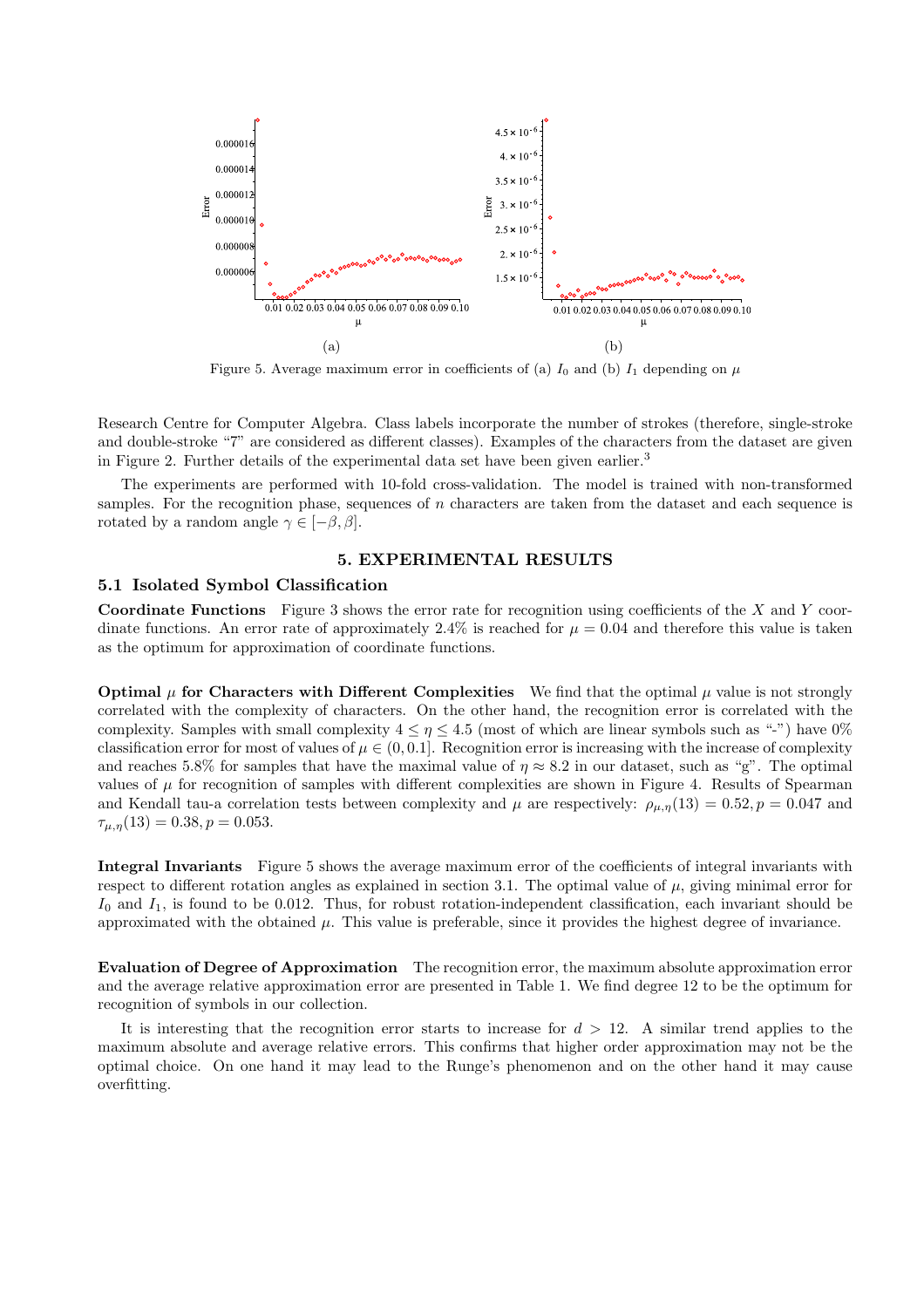Figure 5. Average maximum error in coefficients of (a) $I_0$ and (b) $I_1$ depending on $\mu$

Research Centre for Computer Algebra. Class labels incorporate the number of strokes (therefore, single-stroke and double-stroke "7" are considered as different classes). Examples of the characters from the dataset are given in Figure 2. Further details of the experimental data set have been given earlier.[3]

The experiments are performed with 10-fold cross-validation. The model is trained with non-transformed samples. For the recognition phase, sequences of $n$ characters are taken from the dataset and each sequence is rotated by a random angle $\gamma \in [-\beta, \beta]$.

## 5. EXPERIMENTAL RESULTS

### 5.1 Isolated Symbol Classification

**Coordinate Functions** Figure 3 shows the error rate for recognition using coefficients of the $X$ and $Y$ coordinate functions. An error rate of approximately 2.4% is reached for $\mu = 0.04$ and therefore this value is taken as the optimum for approximation of coordinate functions.

**Optimal $\mu$ for Characters with Different Complexities** We find that the optimal $\mu$ value is not strongly correlated with the complexity of characters. On the other hand, the recognition error is correlated with the complexity. Samples with small complexity $4 \leq \eta \leq 4.5$ (most of which are linear symbols such as "-") have 0% classification error for most of values of $\mu \in (0, 0.1]$. Recognition error is increasing with the increase of complexity and reaches 5.8% for samples that have the maximal value of $\eta \approx 8.2$ in our dataset, such as "g". The optimal values of $\mu$ for recognition of samples with different complexities are shown in Figure 4. Results of Spearman and Kendall tau-a correlation tests between complexity and $\mu$ are respectively: $\rho_{\mu,\eta}(13) = 0.52, p = 0.047$ and $\tau_{\mu,\eta}(13) = 0.38, p = 0.053$.

**Integral Invariants** Figure 5 shows the average maximum error of the coefficients of integral invariants with respect to different rotation angles as explained in section 3.1. The optimal value of $\mu$, giving minimal error for $I_0$ and $I_1$, is found to be 0.012. Thus, for robust rotation-independent classification, each invariant should be approximated with the obtained $\mu$. This value is preferable, since it provides the highest degree of invariance.

**Evaluation of Degree of Approximation** The recognition error, the maximum absolute approximation error and the average relative approximation error are presented in Table 1. We find degree 12 to be the optimum for recognition of symbols in our collection.

It is interesting that the recognition error starts to increase for $d > 12$. A similar trend applies to the maximum absolute and average relative errors. This confirms that higher order approximation may not be the optimal choice. On one hand it may lead to the Runge's phenomenon and on the other hand it may cause overfitting.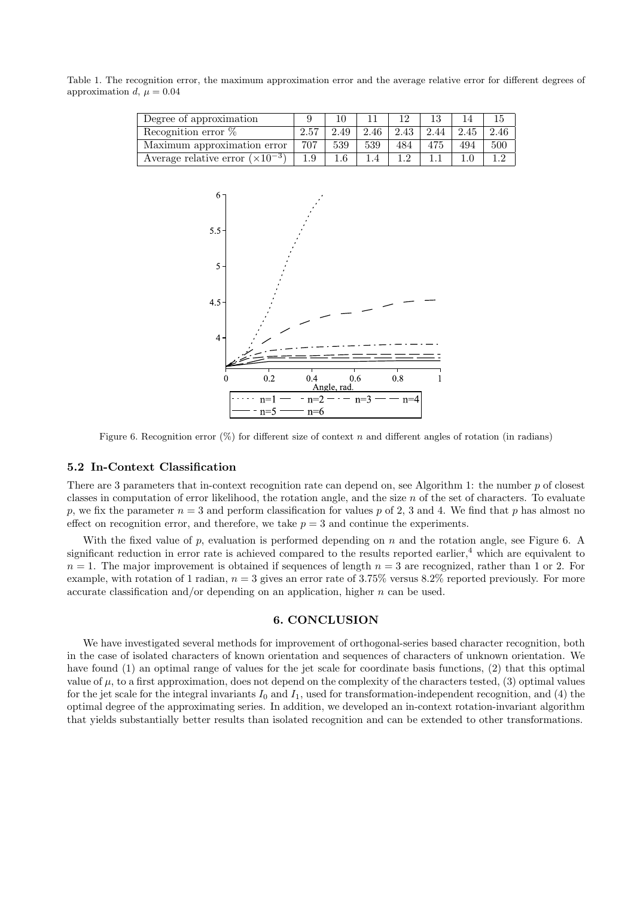Table 1. The recognition error, the maximum approximation error and the average relative error for different degrees of approximation $d$, $\mu = 0.04$

| Degree of approximation | 9 | 10 | 11 | 12 | 13 | 14 | 15 |
|---|---|---|---|---|---|---|---|
| Recognition error % | 2.57 | 2.49 | 2.46 | 2.43 | 2.44 | 2.45 | 2.46 |
| Maximum approximation error | 707 | 539 | 539 | 484 | 475 | 494 | 500 |
| Average relative error ($\times 10^{-3}$) | 1.9 | 1.6 | 1.4 | 1.2 | 1.1 | 1.0 | 1.2 |

Figure 6. Recognition error (%) for different size of context $n$ and different angles of rotation (in radians)

### 5.2 In-Context Classification

There are 3 parameters that in-context recognition rate can depend on, see Algorithm 1: the number $p$ of closest classes in computation of error likelihood, the rotation angle, and the size $n$ of the set of characters. To evaluate $p$, we fix the parameter $n = 3$ and perform classification for values $p$ of 2, 3 and 4. We find that $p$ has almost no effect on recognition error, and therefore, we take $p = 3$ and continue the experiments.

With the fixed value of $p$, evaluation is performed depending on $n$ and the rotation angle, see Figure 6. A significant reduction in error rate is achieved compared to the results reported earlier,[4] which are equivalent to $n = 1$. The major improvement is obtained if sequences of length $n = 3$ are recognized, rather than 1 or 2. For example, with rotation of 1 radian, $n = 3$ gives an error rate of 3.75% versus 8.2% reported previously. For more accurate classification and/or depending on an application, higher $n$ can be used.

## 6. CONCLUSION

We have investigated several methods for improvement of orthogonal-series based character recognition, both in the case of isolated characters of known orientation and sequences of characters of unknown orientation. We have found (1) an optimal range of values for the jet scale for coordinate basis functions, (2) that this optimal value of $\mu$, to a first approximation, does not depend on the complexity of the characters tested, (3) optimal values for the jet scale for the integral invariants $I_0$ and $I_1$, used for transformation-independent recognition, and (4) the optimal degree of the approximating series. In addition, we developed an in-context rotation-invariant algorithm that yields substantially better results than isolated recognition and can be extended to other transformations.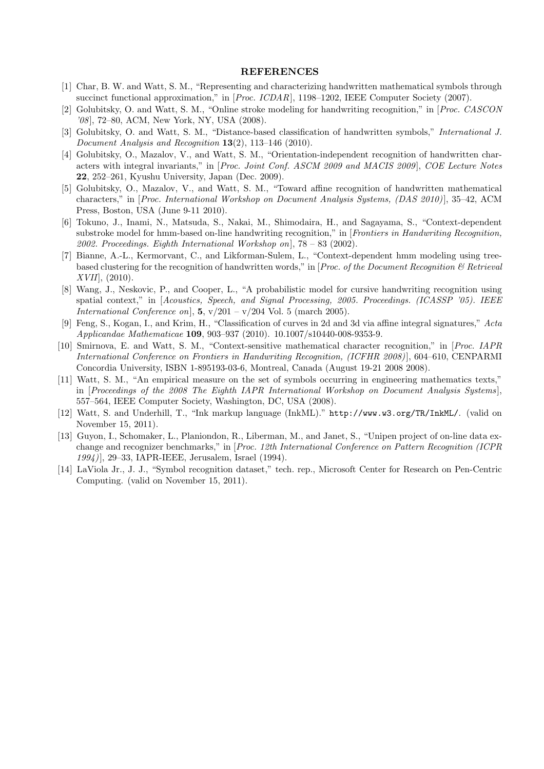## REFERENCES

[1] Char, B. W. and Watt, S. M., "Representing and characterizing handwritten mathematical symbols through succinct functional approximation," in [*Proc. ICDAR*], 1198–1202, IEEE Computer Society (2007).

[2] Golubitsky, O. and Watt, S. M., "Online stroke modeling for handwriting recognition," in [*Proc. CASCON '08*], 72–80, ACM, New York, NY, USA (2008).

[3] Golubitsky, O. and Watt, S. M., "Distance-based classification of handwritten symbols," *International J. Document Analysis and Recognition* **13**(2), 113–146 (2010).

[4] Golubitsky, O., Mazalov, V., and Watt, S. M., "Orientation-independent recognition of handwritten characters with integral invariants," in [*Proc. Joint Conf. ASCM 2009 and MACIS 2009*], *COE Lecture Notes* **22**, 252–261, Kyushu University, Japan (Dec. 2009).

[5] Golubitsky, O., Mazalov, V., and Watt, S. M., "Toward affine recognition of handwritten mathematical characters," in [*Proc. International Workshop on Document Analysis Systems, (DAS 2010)*], 35–42, ACM Press, Boston, USA (June 9-11 2010).

[6] Tokuno, J., Inami, N., Matsuda, S., Nakai, M., Shimodaira, H., and Sagayama, S., "Context-dependent substroke model for hmm-based on-line handwriting recognition," in [*Frontiers in Handwriting Recognition, 2002. Proceedings. Eighth International Workshop on*], 78 – 83 (2002).

[7] Bianne, A.-L., Kermorvant, C., and Likforman-Sulem, L., "Context-dependent hmm modeling using tree-based clustering for the recognition of handwritten words," in [*Proc. of the Document Recognition & Retrieval XVII*], (2010).

[8] Wang, J., Neskovic, P., and Cooper, L., "A probabilistic model for cursive handwriting recognition using spatial context," in [*Acoustics, Speech, and Signal Processing, 2005. Proceedings. (ICASSP '05). IEEE International Conference on*], **5**, v/201 – v/204 Vol. 5 (march 2005).

[9] Feng, S., Kogan, I., and Krim, H., "Classification of curves in 2d and 3d via affine integral signatures," *Acta Applicandae Mathematicae* **109**, 903–937 (2010). 10.1007/s10440-008-9353-9.

[10] Smirnova, E. and Watt, S. M., "Context-sensitive mathematical character recognition," in [*Proc. IAPR International Conference on Frontiers in Handwriting Recognition, (ICFHR 2008)*], 604–610, CENPARMI Concordia University, ISBN 1-895193-03-6, Montreal, Canada (August 19-21 2008 2008).

[11] Watt, S. M., "An empirical measure on the set of symbols occurring in engineering mathematics texts," in [*Proceedings of the 2008 The Eighth IAPR International Workshop on Document Analysis Systems*], 557–564, IEEE Computer Society, Washington, DC, USA (2008).

[12] Watt, S. and Underhill, T., "Ink markup language (InkML)." `http://www.w3.org/TR/InkML/`. (valid on November 15, 2011).

[13] Guyon, I., Schomaker, L., Planiondon, R., Liberman, M., and Janet, S., "Unipen project of on-line data exchange and recognizer benchmarks," in [*Proc. 12th International Conference on Pattern Recognition (ICPR 1994)*], 29–33, IAPR-IEEE, Jerusalem, Israel (1994).

[14] LaViola Jr., J. J., "Symbol recognition dataset," tech. rep., Microsoft Center for Research on Pen-Centric Computing. (valid on November 15, 2011).